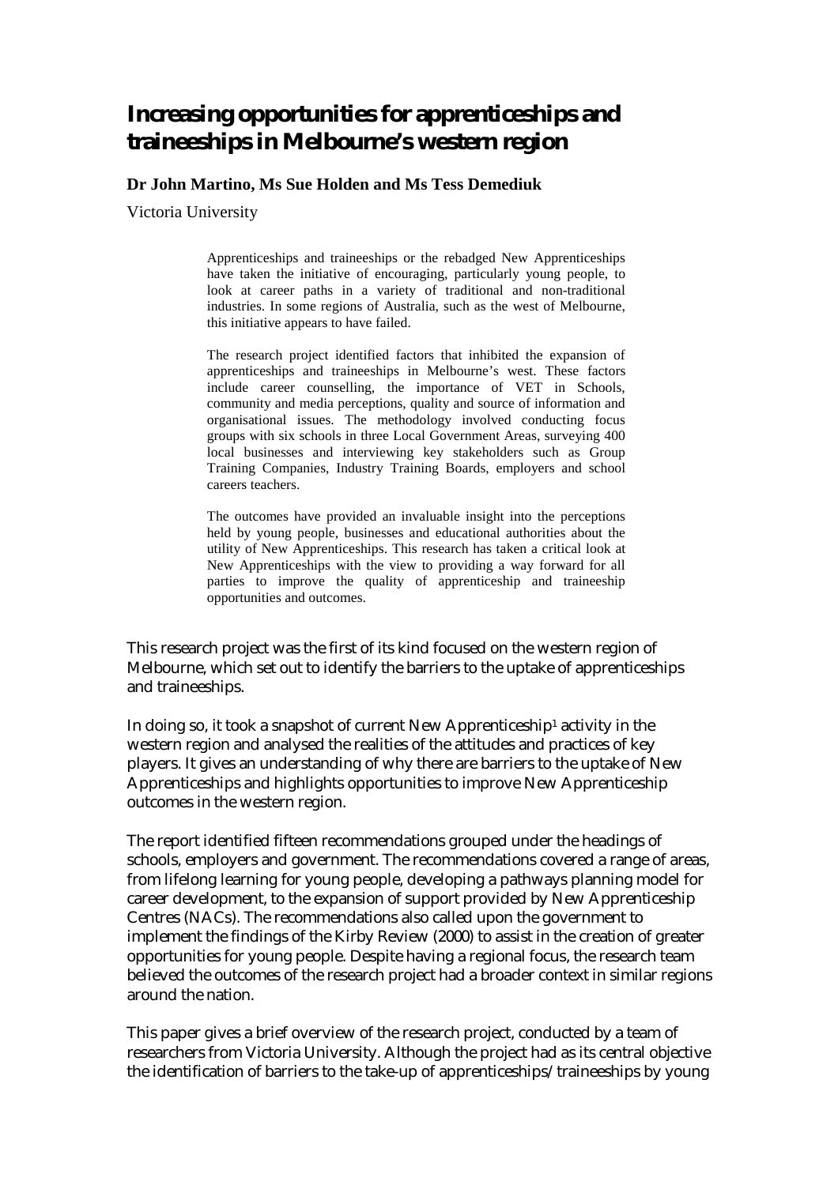# Increasing opportunities for apprenticeships and traineeships in Melbourne's western region

**Dr John Martino, Ms Sue Holden and Ms Tess Demediuk**

Victoria University

> Apprenticeships and traineeships or the rebadged New Apprenticeships have taken the initiative of encouraging, particularly young people, to look at career paths in a variety of traditional and non-traditional industries. In some regions of Australia, such as the west of Melbourne, this initiative appears to have failed.
>
> The research project identified factors that inhibited the expansion of apprenticeships and traineeships in Melbourne's west. These factors include career counselling, the importance of VET in Schools, community and media perceptions, quality and source of information and organisational issues. The methodology involved conducting focus groups with six schools in three Local Government Areas, surveying 400 local businesses and interviewing key stakeholders such as Group Training Companies, Industry Training Boards, employers and school careers teachers.
>
> The outcomes have provided an invaluable insight into the perceptions held by young people, businesses and educational authorities about the utility of New Apprenticeships. This research has taken a critical look at New Apprenticeships with the view to providing a way forward for all parties to improve the quality of apprenticeship and traineeship opportunities and outcomes.

This research project was the first of its kind focused on the western region of Melbourne, which set out to identify the barriers to the uptake of apprenticeships and traineeships.

In doing so, it took a snapshot of current New Apprenticeship[1] activity in the western region and analysed the realities of the attitudes and practices of key players. It gives an understanding of why there are barriers to the uptake of New Apprenticeships and highlights opportunities to improve New Apprenticeship outcomes in the western region.

The report identified fifteen recommendations grouped under the headings of schools, employers and government. The recommendations covered a range of areas, from lifelong learning for young people, developing a pathways planning model for career development, to the expansion of support provided by New Apprenticeship Centres (NACs). The recommendations also called upon the government to implement the findings of the Kirby Review (2000) to assist in the creation of greater opportunities for young people. Despite having a regional focus, the research team believed the outcomes of the research project had a broader context in similar regions around the nation.

This paper gives a brief overview of the research project, conducted by a team of researchers from Victoria University. Although the project had as its central objective the identification of barriers to the take-up of apprenticeships/traineeships by young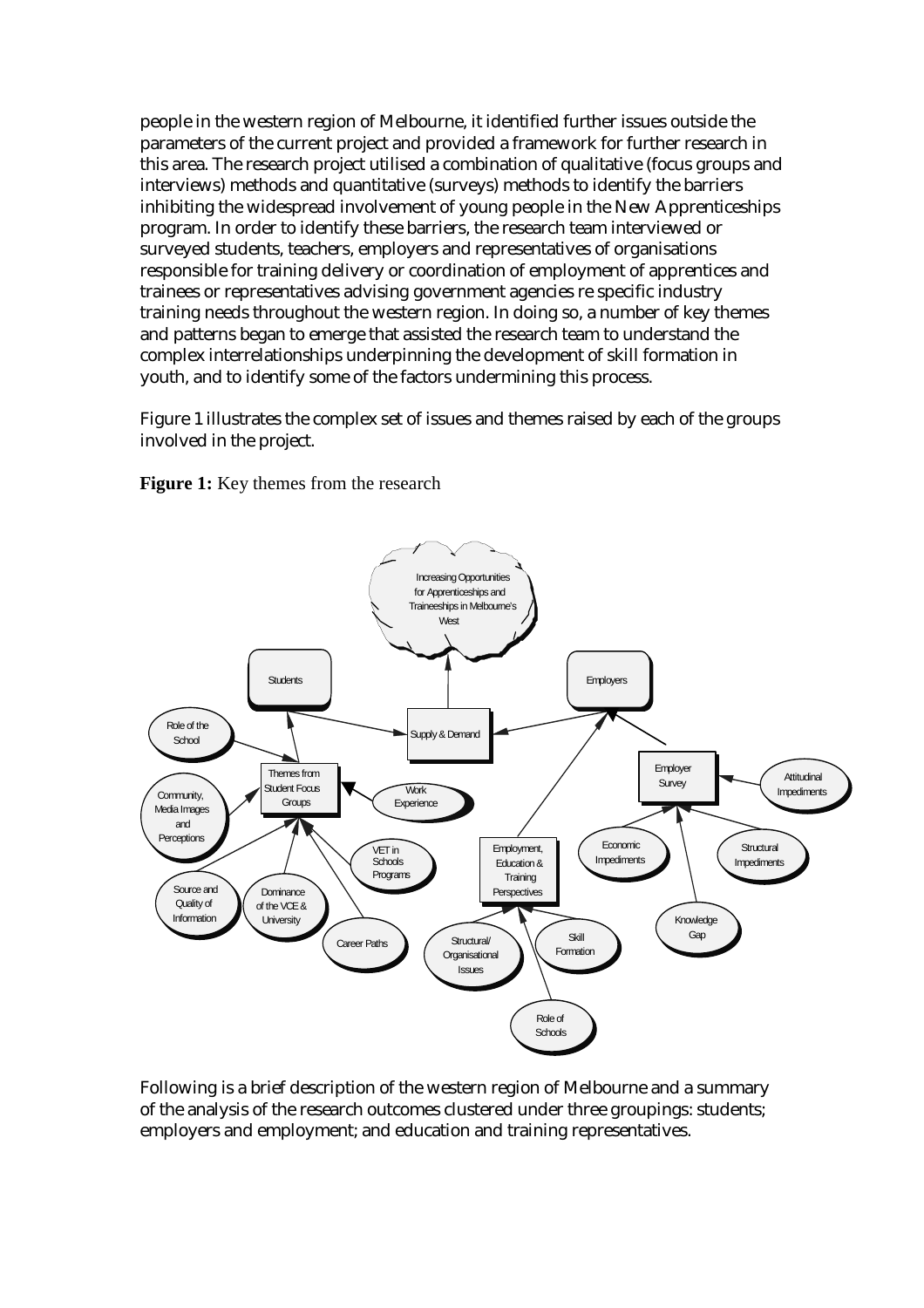people in the western region of Melbourne, it identified further issues outside the parameters of the current project and provided a framework for further research in this area. The research project utilised a combination of qualitative (focus groups and interviews) methods and quantitative (surveys) methods to identify the barriers inhibiting the widespread involvement of young people in the New Apprenticeships program. In order to identify these barriers, the research team interviewed or surveyed students, teachers, employers and representatives of organisations responsible for training delivery or coordination of employment of apprentices and trainees or representatives advising government agencies re specific industry training needs throughout the western region. In doing so, a number of key themes and patterns began to emerge that assisted the research team to understand the complex interrelationships underpinning the development of skill formation in youth, and to identify some of the factors undermining this process.

Figure 1 illustrates the complex set of issues and themes raised by each of the groups involved in the project.

**Figure 1:** Key themes from the research

Following is a brief description of the western region of Melbourne and a summary of the analysis of the research outcomes clustered under three groupings: students; employers and employment; and education and training representatives.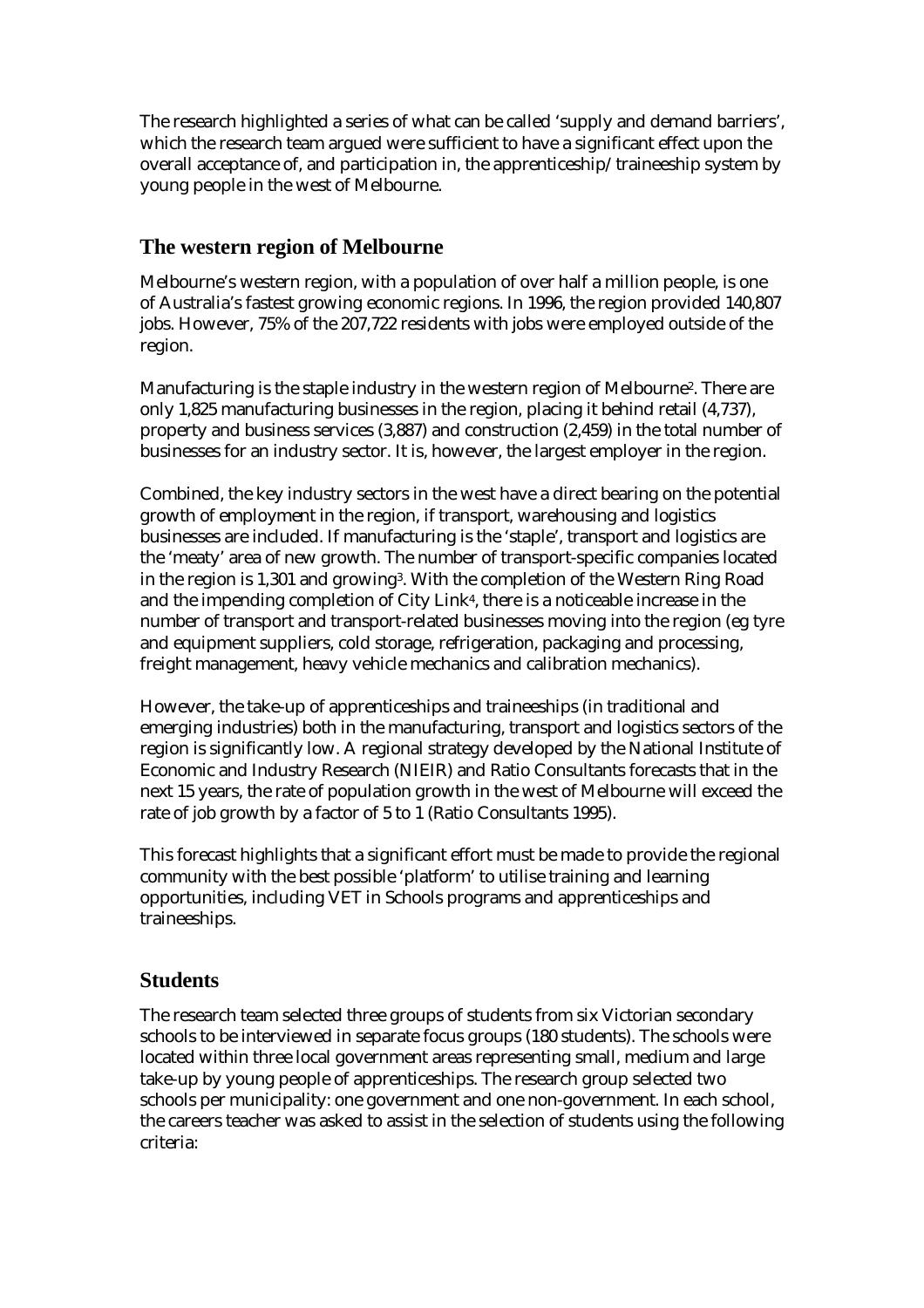The research highlighted a series of what can be called 'supply and demand barriers', which the research team argued were sufficient to have a significant effect upon the overall acceptance of, and participation in, the apprenticeship/traineeship system by young people in the west of Melbourne.

## The western region of Melbourne

Melbourne's western region, with a population of over half a million people, is one of Australia's fastest growing economic regions. In 1996, the region provided 140,807 jobs. However, 75% of the 207,722 residents with jobs were employed outside of the region.

Manufacturing is the staple industry in the western region of Melbourne[2]. There are only 1,825 manufacturing businesses in the region, placing it behind retail (4,737), property and business services (3,887) and construction (2,459) in the total number of businesses for an industry sector. It is, however, the largest employer in the region.

Combined, the key industry sectors in the west have a direct bearing on the potential growth of employment in the region, if transport, warehousing and logistics businesses are included. If manufacturing is the 'staple', transport and logistics are the 'meaty' area of new growth. The number of transport-specific companies located in the region is 1,301 and growing[3]. With the completion of the Western Ring Road and the impending completion of City Link[4], there is a noticeable increase in the number of transport and transport-related businesses moving into the region (eg tyre and equipment suppliers, cold storage, refrigeration, packaging and processing, freight management, heavy vehicle mechanics and calibration mechanics).

However, the take-up of apprenticeships and traineeships (in traditional and emerging industries) both in the manufacturing, transport and logistics sectors of the region is significantly low. A regional strategy developed by the National Institute of Economic and Industry Research (NIEIR) and Ratio Consultants forecasts that in the next 15 years, the rate of population growth in the west of Melbourne will exceed the rate of job growth by a factor of 5 to 1 (Ratio Consultants 1995).

This forecast highlights that a significant effort must be made to provide the regional community with the best possible 'platform' to utilise training and learning opportunities, including VET in Schools programs and apprenticeships and traineeships.

## Students

The research team selected three groups of students from six Victorian secondary schools to be interviewed in separate focus groups (180 students). The schools were located within three local government areas representing small, medium and large take-up by young people of apprenticeships. The research group selected two schools per municipality: one government and one non-government. In each school, the careers teacher was asked to assist in the selection of students using the following criteria: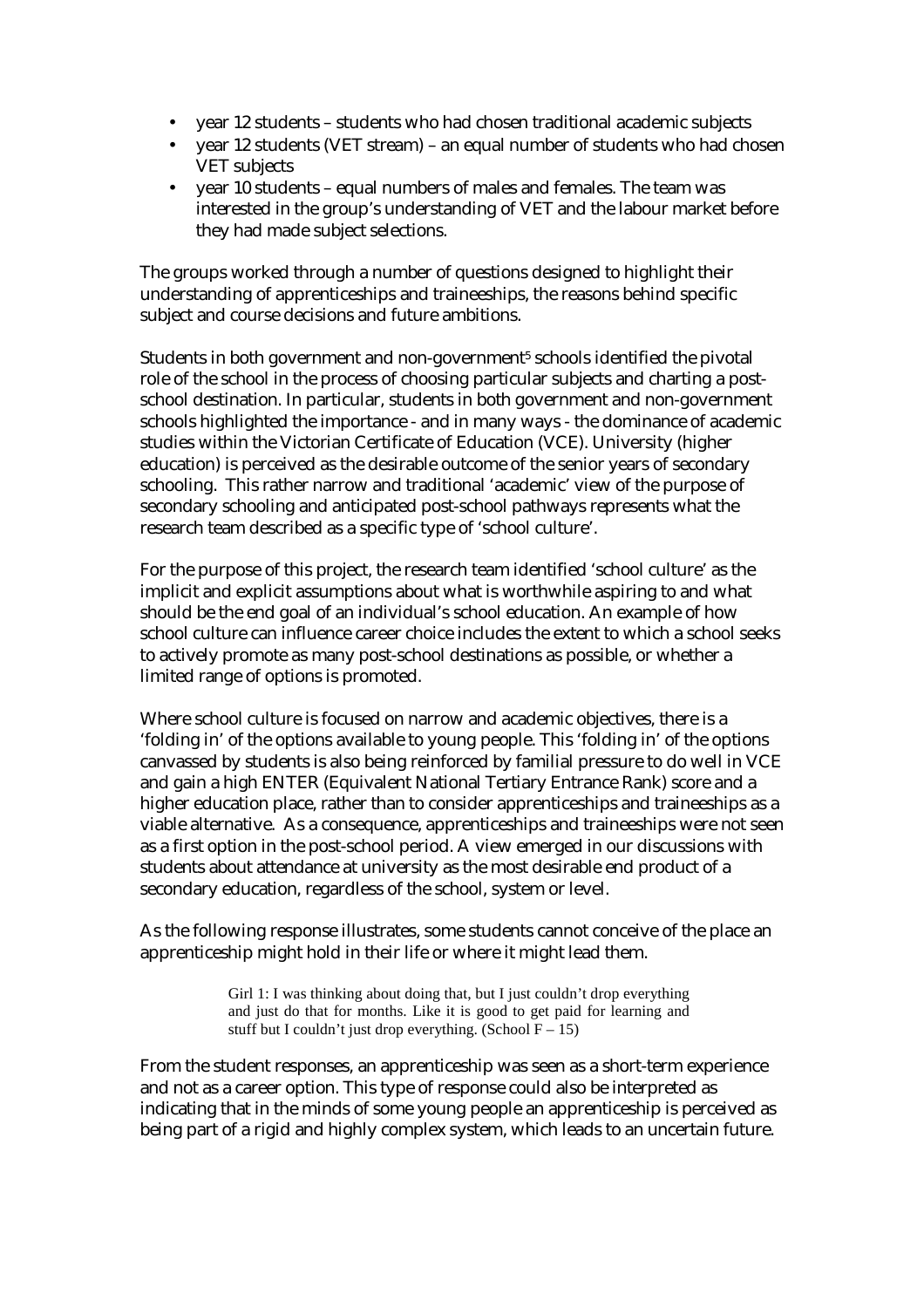- year 12 students – students who had chosen traditional academic subjects
- year 12 students (VET stream) – an equal number of students who had chosen VET subjects
- year 10 students – equal numbers of males and females. The team was interested in the group's understanding of VET and the labour market before they had made subject selections.

The groups worked through a number of questions designed to highlight their understanding of apprenticeships and traineeships, the reasons behind specific subject and course decisions and future ambitions.

Students in both government and non-government[5] schools identified the pivotal role of the school in the process of choosing particular subjects and charting a post-school destination. In particular, students in both government and non-government schools highlighted the importance - and in many ways - the dominance of academic studies within the Victorian Certificate of Education (VCE). University (higher education) is perceived as the desirable outcome of the senior years of secondary schooling. This rather narrow and traditional 'academic' view of the purpose of secondary schooling and anticipated post-school pathways represents what the research team described as a specific type of 'school culture'.

For the purpose of this project, the research team identified 'school culture' as the implicit and explicit assumptions about what is worthwhile aspiring to and what should be the end goal of an individual's school education. An example of how school culture can influence career choice includes the extent to which a school seeks to actively promote as many post-school destinations as possible, or whether a limited range of options is promoted.

Where school culture is focused on narrow and academic objectives, there is a 'folding in' of the options available to young people. This 'folding in' of the options canvassed by students is also being reinforced by familial pressure to do well in VCE and gain a high ENTER (Equivalent National Tertiary Entrance Rank) score and a higher education place, rather than to consider apprenticeships and traineeships as a viable alternative. As a consequence, apprenticeships and traineeships were not seen as a first option in the post-school period. A view emerged in our discussions with students about attendance at university as the most desirable end product of a secondary education, regardless of the school, system or level.

As the following response illustrates, some students cannot conceive of the place an apprenticeship might hold in their life or where it might lead them.

> Girl 1: I was thinking about doing that, but I just couldn't drop everything and just do that for months. Like it is good to get paid for learning and stuff but I couldn't just drop everything. (School F – 15)

From the student responses, an apprenticeship was seen as a short-term experience and not as a career option. This type of response could also be interpreted as indicating that in the minds of some young people an apprenticeship is perceived as being part of a rigid and highly complex system, which leads to an uncertain future.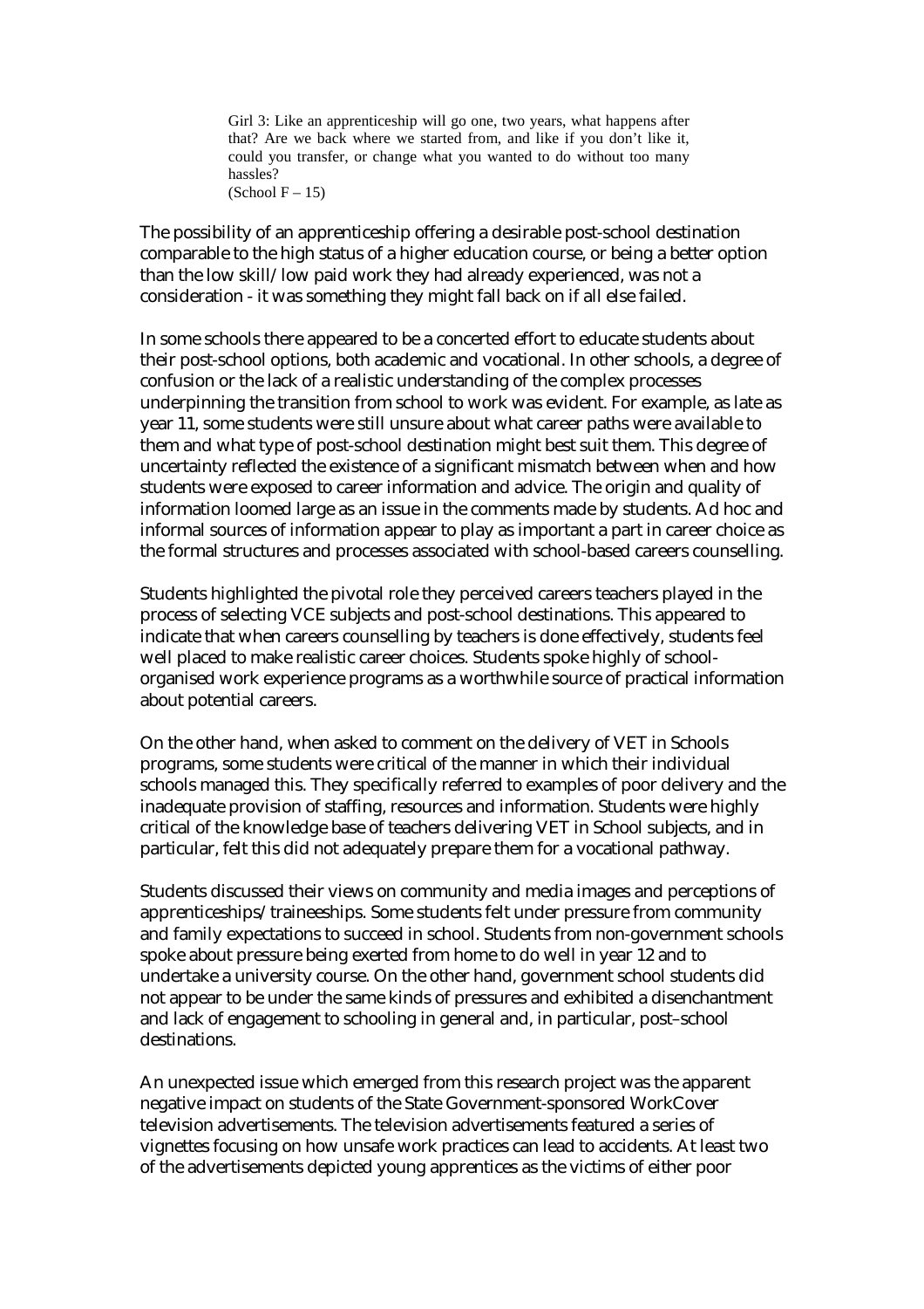> Girl 3: Like an apprenticeship will go one, two years, what happens after that? Are we back where we started from, and like if you don't like it, could you transfer, or change what you wanted to do without too many hassles?
> (School F – 15)

The possibility of an apprenticeship offering a desirable post-school destination comparable to the high status of a higher education course, or being a better option than the low skill/low paid work they had already experienced, was not a consideration - it was something they might fall back on if all else failed.

In some schools there appeared to be a concerted effort to educate students about their post-school options, both academic and vocational. In other schools, a degree of confusion or the lack of a realistic understanding of the complex processes underpinning the transition from school to work was evident. For example, as late as year 11, some students were still unsure about what career paths were available to them and what type of post-school destination might best suit them. This degree of uncertainty reflected the existence of a significant mismatch between when and how students were exposed to career information and advice. The origin and quality of information loomed large as an issue in the comments made by students. Ad hoc and informal sources of information appear to play as important a part in career choice as the formal structures and processes associated with school-based careers counselling.

Students highlighted the pivotal role they perceived careers teachers played in the process of selecting VCE subjects and post-school destinations. This appeared to indicate that when careers counselling by teachers is done effectively, students feel well placed to make realistic career choices. Students spoke highly of school-organised work experience programs as a worthwhile source of practical information about potential careers.

On the other hand, when asked to comment on the delivery of VET in Schools programs, some students were critical of the manner in which their individual schools managed this. They specifically referred to examples of poor delivery and the inadequate provision of staffing, resources and information. Students were highly critical of the knowledge base of teachers delivering VET in School subjects, and in particular, felt this did not adequately prepare them for a vocational pathway.

Students discussed their views on community and media images and perceptions of apprenticeships/traineeships. Some students felt under pressure from community and family expectations to succeed in school. Students from non-government schools spoke about pressure being exerted from home to do well in year 12 and to undertake a university course. On the other hand, government school students did not appear to be under the same kinds of pressures and exhibited a disenchantment and lack of engagement to schooling in general and, in particular, post–school destinations.

An unexpected issue which emerged from this research project was the apparent negative impact on students of the State Government-sponsored WorkCover television advertisements. The television advertisements featured a series of vignettes focusing on how unsafe work practices can lead to accidents. At least two of the advertisements depicted young apprentices as the victims of either poor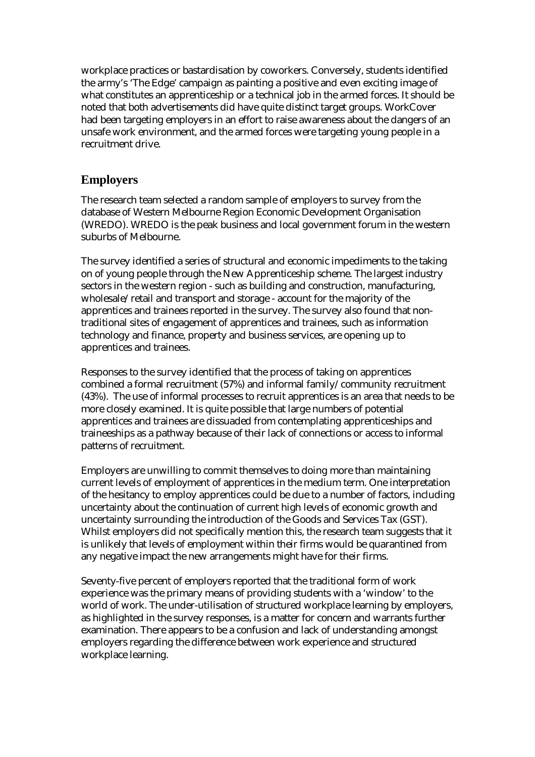workplace practices or bastardisation by coworkers. Conversely, students identified the army's 'The Edge' campaign as painting a positive and even exciting image of what constitutes an apprenticeship or a technical job in the armed forces. It should be noted that both advertisements did have quite distinct target groups. WorkCover had been targeting employers in an effort to raise awareness about the dangers of an unsafe work environment, and the armed forces were targeting young people in a recruitment drive.

## Employers

The research team selected a random sample of employers to survey from the database of Western Melbourne Region Economic Development Organisation (WREDO). WREDO is the peak business and local government forum in the western suburbs of Melbourne.

The survey identified a series of structural and economic impediments to the taking on of young people through the New Apprenticeship scheme. The largest industry sectors in the western region - such as building and construction, manufacturing, wholesale/retail and transport and storage - account for the majority of the apprentices and trainees reported in the survey. The survey also found that non-traditional sites of engagement of apprentices and trainees, such as information technology and finance, property and business services, are opening up to apprentices and trainees.

Responses to the survey identified that the process of taking on apprentices combined a formal recruitment (57%) and informal family/community recruitment (43%). The use of informal processes to recruit apprentices is an area that needs to be more closely examined. It is quite possible that large numbers of potential apprentices and trainees are dissuaded from contemplating apprenticeships and traineeships as a pathway because of their lack of connections or access to informal patterns of recruitment.

Employers are unwilling to commit themselves to doing more than maintaining current levels of employment of apprentices in the medium term. One interpretation of the hesitancy to employ apprentices could be due to a number of factors, including uncertainty about the continuation of current high levels of economic growth and uncertainty surrounding the introduction of the Goods and Services Tax (GST). Whilst employers did not specifically mention this, the research team suggests that it is unlikely that levels of employment within their firms would be quarantined from any negative impact the new arrangements might have for their firms.

Seventy-five percent of employers reported that the traditional form of work experience was the primary means of providing students with a 'window' to the world of work. The under-utilisation of structured workplace learning by employers, as highlighted in the survey responses, is a matter for concern and warrants further examination. There appears to be a confusion and lack of understanding amongst employers regarding the difference between work experience and structured workplace learning.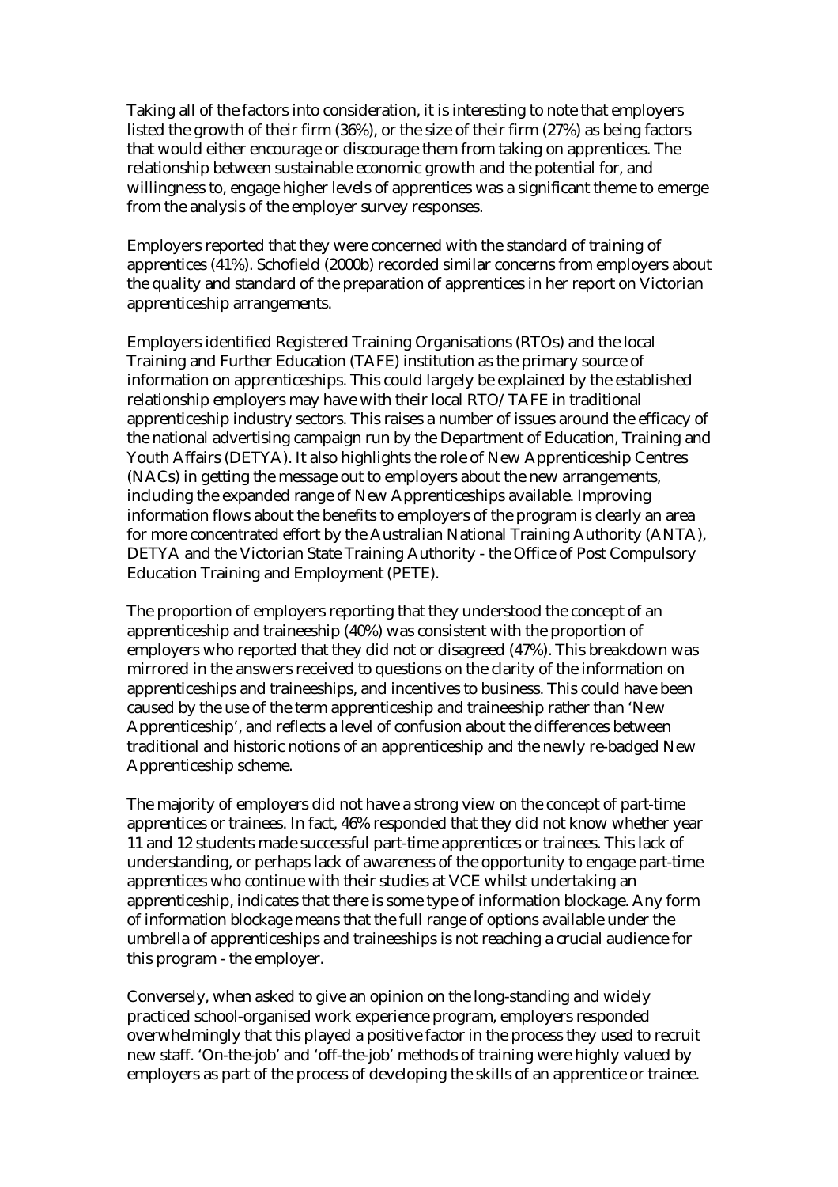Taking all of the factors into consideration, it is interesting to note that employers listed the growth of their firm (36%), or the size of their firm (27%) as being factors that would either encourage or discourage them from taking on apprentices. The relationship between sustainable economic growth and the potential for, and willingness to, engage higher levels of apprentices was a significant theme to emerge from the analysis of the employer survey responses.

Employers reported that they were concerned with the standard of training of apprentices (41%). Schofield (2000b) recorded similar concerns from employers about the quality and standard of the preparation of apprentices in her report on Victorian apprenticeship arrangements.

Employers identified Registered Training Organisations (RTOs) and the local Training and Further Education (TAFE) institution as the primary source of information on apprenticeships. This could largely be explained by the established relationship employers may have with their local RTO/TAFE in traditional apprenticeship industry sectors. This raises a number of issues around the efficacy of the national advertising campaign run by the Department of Education, Training and Youth Affairs (DETYA). It also highlights the role of New Apprenticeship Centres (NACs) in getting the message out to employers about the new arrangements, including the expanded range of New Apprenticeships available. Improving information flows about the benefits to employers of the program is clearly an area for more concentrated effort by the Australian National Training Authority (ANTA), DETYA and the Victorian State Training Authority - the Office of Post Compulsory Education Training and Employment (PETE).

The proportion of employers reporting that they understood the concept of an apprenticeship and traineeship (40%) was consistent with the proportion of employers who reported that they did not or disagreed (47%). This breakdown was mirrored in the answers received to questions on the clarity of the information on apprenticeships and traineeships, and incentives to business. This could have been caused by the use of the term apprenticeship and traineeship rather than 'New Apprenticeship', and reflects a level of confusion about the differences between traditional and historic notions of an apprenticeship and the newly re-badged New Apprenticeship scheme.

The majority of employers did not have a strong view on the concept of part-time apprentices or trainees. In fact, 46% responded that they did not know whether year 11 and 12 students made successful part-time apprentices or trainees. This lack of understanding, or perhaps lack of awareness of the opportunity to engage part-time apprentices who continue with their studies at VCE whilst undertaking an apprenticeship, indicates that there is some type of information blockage. Any form of information blockage means that the full range of options available under the umbrella of apprenticeships and traineeships is not reaching a crucial audience for this program - the employer.

Conversely, when asked to give an opinion on the long-standing and widely practiced school-organised work experience program, employers responded overwhelmingly that this played a positive factor in the process they used to recruit new staff. 'On-the-job' and 'off-the-job' methods of training were highly valued by employers as part of the process of developing the skills of an apprentice or trainee.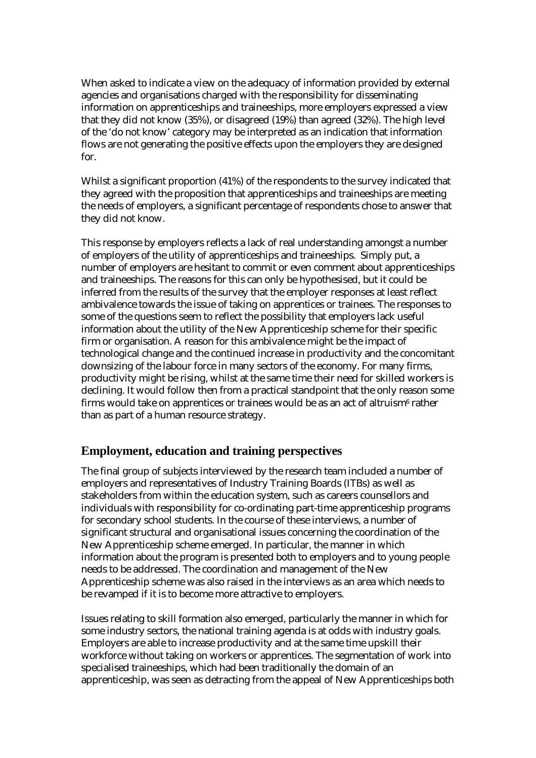When asked to indicate a view on the adequacy of information provided by external agencies and organisations charged with the responsibility for disseminating information on apprenticeships and traineeships, more employers expressed a view that they did not know (35%), or disagreed (19%) than agreed (32%). The high level of the 'do not know' category may be interpreted as an indication that information flows are not generating the positive effects upon the employers they are designed for.

Whilst a significant proportion (41%) of the respondents to the survey indicated that they agreed with the proposition that apprenticeships and traineeships are meeting the needs of employers, a significant percentage of respondents chose to answer that they did not know.

This response by employers reflects a lack of real understanding amongst a number of employers of the utility of apprenticeships and traineeships. Simply put, a number of employers are hesitant to commit or even comment about apprenticeships and traineeships. The reasons for this can only be hypothesised, but it could be inferred from the results of the survey that the employer responses at least reflect ambivalence towards the issue of taking on apprentices or trainees. The responses to some of the questions seem to reflect the possibility that employers lack useful information about the utility of the New Apprenticeship scheme for their specific firm or organisation. A reason for this ambivalence might be the impact of technological change and the continued increase in productivity and the concomitant downsizing of the labour force in many sectors of the economy. For many firms, productivity might be rising, whilst at the same time their need for skilled workers is declining. It would follow then from a practical standpoint that the only reason some firms would take on apprentices or trainees would be as an act of altruism[6] rather than as part of a human resource strategy.

## Employment, education and training perspectives

The final group of subjects interviewed by the research team included a number of employers and representatives of Industry Training Boards (ITBs) as well as stakeholders from within the education system, such as careers counsellors and individuals with responsibility for co-ordinating part-time apprenticeship programs for secondary school students. In the course of these interviews, a number of significant structural and organisational issues concerning the coordination of the New Apprenticeship scheme emerged. In particular, the manner in which information about the program is presented both to employers and to young people needs to be addressed. The coordination and management of the New Apprenticeship scheme was also raised in the interviews as an area which needs to be revamped if it is to become more attractive to employers.

Issues relating to skill formation also emerged, particularly the manner in which for some industry sectors, the national training agenda is at odds with industry goals. Employers are able to increase productivity and at the same time upskill their workforce without taking on workers or apprentices. The segmentation of work into specialised traineeships, which had been traditionally the domain of an apprenticeship, was seen as detracting from the appeal of New Apprenticeships both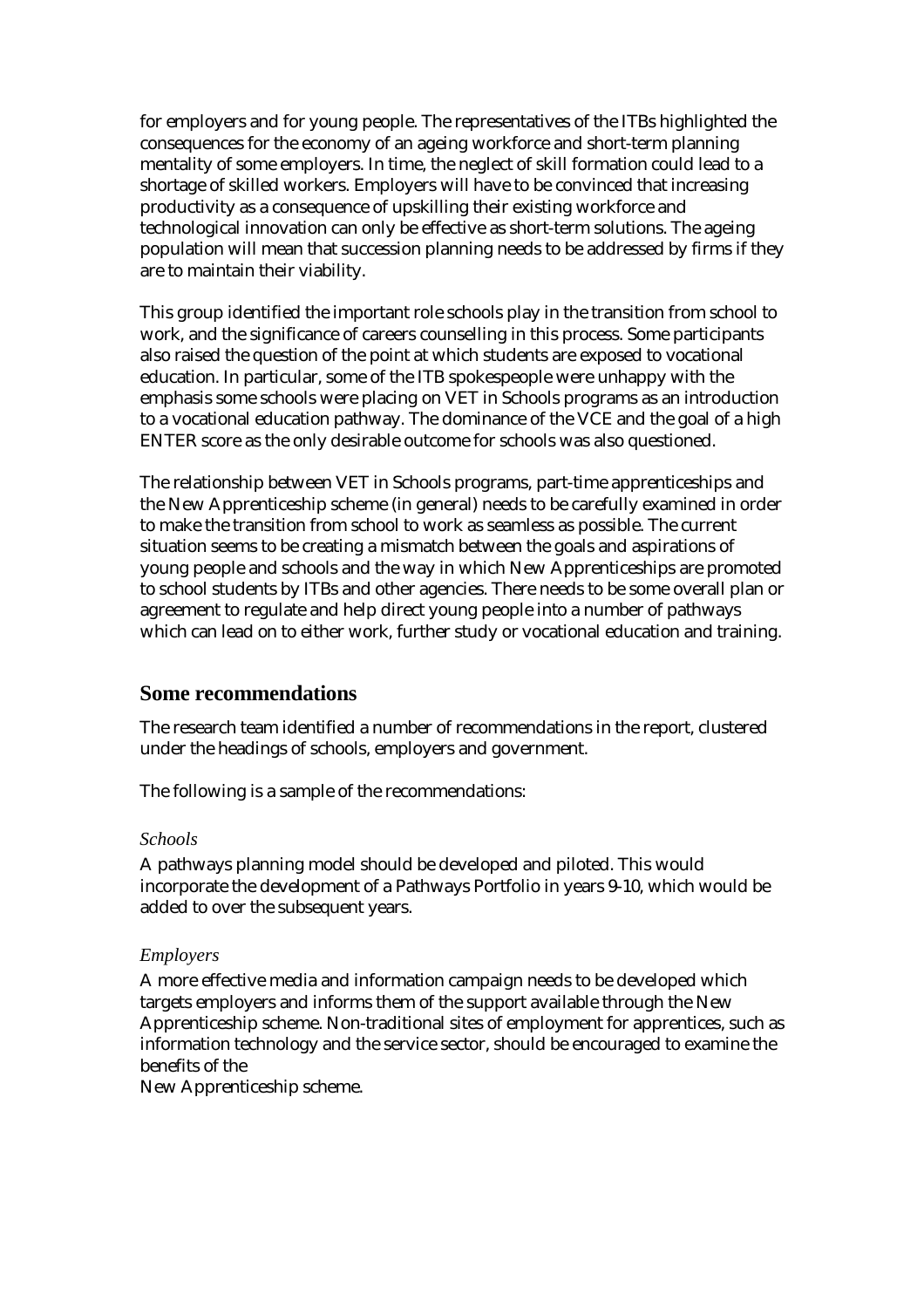for employers and for young people. The representatives of the ITBs highlighted the consequences for the economy of an ageing workforce and short-term planning mentality of some employers. In time, the neglect of skill formation could lead to a shortage of skilled workers. Employers will have to be convinced that increasing productivity as a consequence of upskilling their existing workforce and technological innovation can only be effective as short-term solutions. The ageing population will mean that succession planning needs to be addressed by firms if they are to maintain their viability.

This group identified the important role schools play in the transition from school to work, and the significance of careers counselling in this process. Some participants also raised the question of the point at which students are exposed to vocational education. In particular, some of the ITB spokespeople were unhappy with the emphasis some schools were placing on VET in Schools programs as an introduction to a vocational education pathway. The dominance of the VCE and the goal of a high ENTER score as the only desirable outcome for schools was also questioned.

The relationship between VET in Schools programs, part-time apprenticeships and the New Apprenticeship scheme (in general) needs to be carefully examined in order to make the transition from school to work as seamless as possible. The current situation seems to be creating a mismatch between the goals and aspirations of young people and schools and the way in which New Apprenticeships are promoted to school students by ITBs and other agencies. There needs to be some overall plan or agreement to regulate and help direct young people into a number of pathways which can lead on to either work, further study or vocational education and training.

## Some recommendations

The research team identified a number of recommendations in the report, clustered under the headings of schools, employers and government.

The following is a sample of the recommendations:

*Schools*

A pathways planning model should be developed and piloted. This would incorporate the development of a Pathways Portfolio in years 9-10, which would be added to over the subsequent years.

*Employers*

A more effective media and information campaign needs to be developed which targets employers and informs them of the support available through the New Apprenticeship scheme. Non-traditional sites of employment for apprentices, such as information technology and the service sector, should be encouraged to examine the benefits of the New Apprenticeship scheme.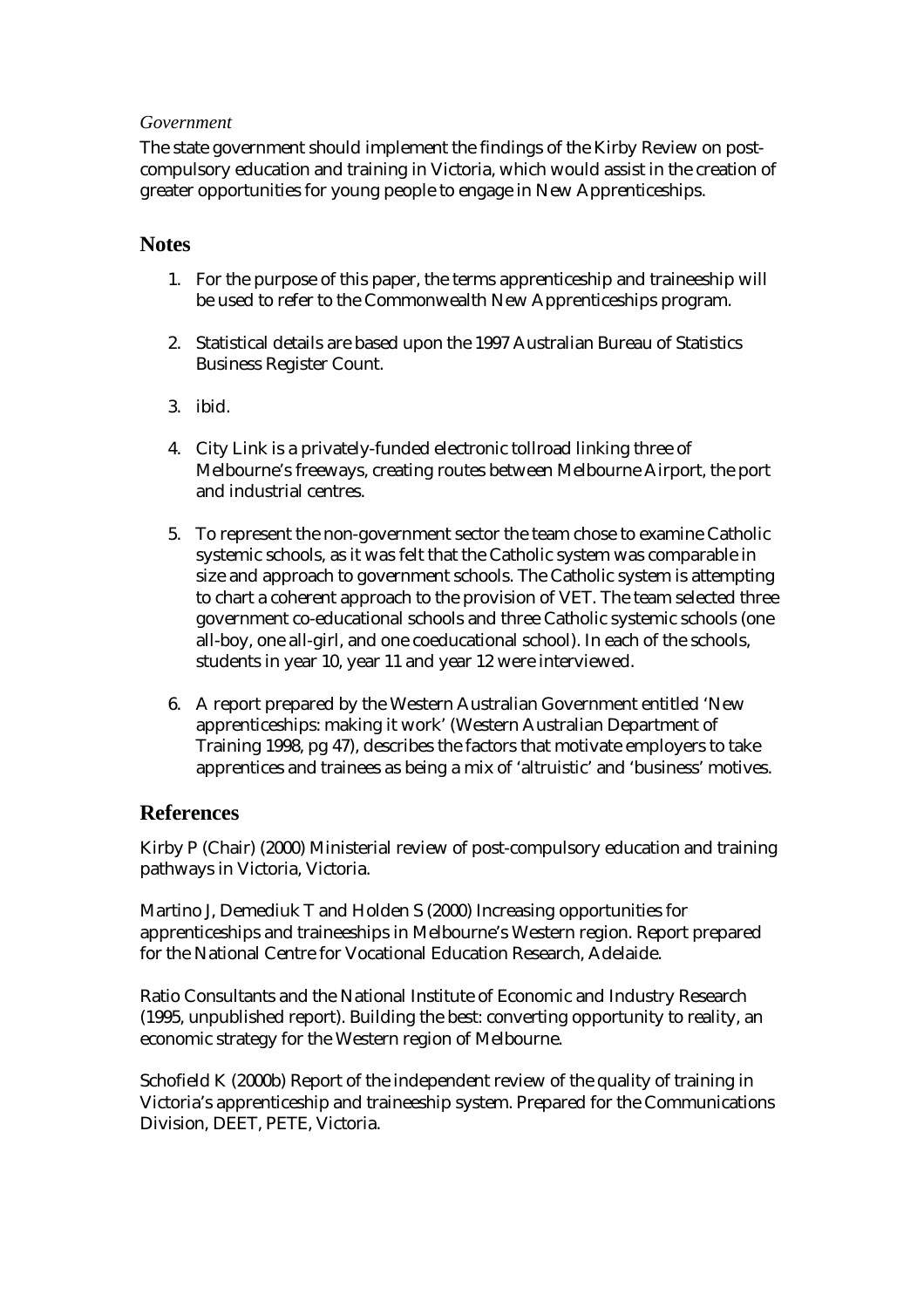*Government*

The state government should implement the findings of the Kirby Review on post-compulsory education and training in Victoria, which would assist in the creation of greater opportunities for young people to engage in New Apprenticeships.

## Notes

1. For the purpose of this paper, the terms apprenticeship and traineeship will be used to refer to the Commonwealth New Apprenticeships program.
2. Statistical details are based upon the 1997 Australian Bureau of Statistics Business Register Count.
3. ibid.
4. City Link is a privately-funded electronic tollroad linking three of Melbourne's freeways, creating routes between Melbourne Airport, the port and industrial centres.
5. To represent the non-government sector the team chose to examine Catholic systemic schools, as it was felt that the Catholic system was comparable in size and approach to government schools. The Catholic system is attempting to chart a coherent approach to the provision of VET. The team selected three government co-educational schools and three Catholic systemic schools (one all-boy, one all-girl, and one coeducational school). In each of the schools, students in year 10, year 11 and year 12 were interviewed.
6. A report prepared by the Western Australian Government entitled 'New apprenticeships: making it work' (Western Australian Department of Training 1998, pg 47), describes the factors that motivate employers to take apprentices and trainees as being a mix of 'altruistic' and 'business' motives.

## References

Kirby P (Chair) (2000) Ministerial review of post-compulsory education and training pathways in Victoria, Victoria.

Martino J, Demediuk T and Holden S (2000) Increasing opportunities for apprenticeships and traineeships in Melbourne's Western region. Report prepared for the National Centre for Vocational Education Research, Adelaide.

Ratio Consultants and the National Institute of Economic and Industry Research (1995, unpublished report). Building the best: converting opportunity to reality, an economic strategy for the Western region of Melbourne.

Schofield K (2000b) Report of the independent review of the quality of training in Victoria's apprenticeship and traineeship system. Prepared for the Communications Division, DEET, PETE, Victoria.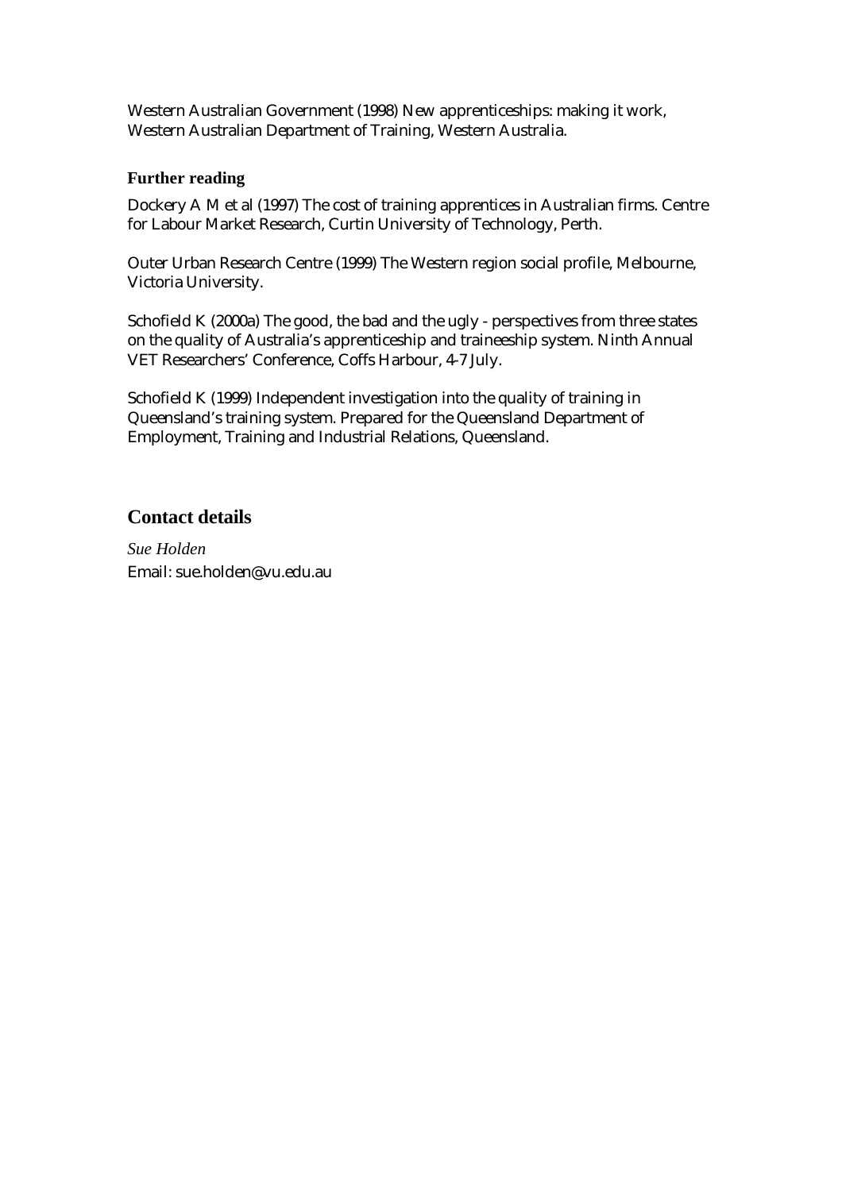Western Australian Government (1998) New apprenticeships: making it work, Western Australian Department of Training, Western Australia.

### Further reading

Dockery A M et al (1997) The cost of training apprentices in Australian firms. Centre for Labour Market Research, Curtin University of Technology, Perth.

Outer Urban Research Centre (1999) The Western region social profile, Melbourne, Victoria University.

Schofield K (2000a) The good, the bad and the ugly - perspectives from three states on the quality of Australia's apprenticeship and traineeship system. Ninth Annual VET Researchers' Conference, Coffs Harbour, 4-7 July.

Schofield K (1999) Independent investigation into the quality of training in Queensland's training system. Prepared for the Queensland Department of Employment, Training and Industrial Relations, Queensland.

## Contact details

*Sue Holden*
Email: sue.holden@vu.edu.au